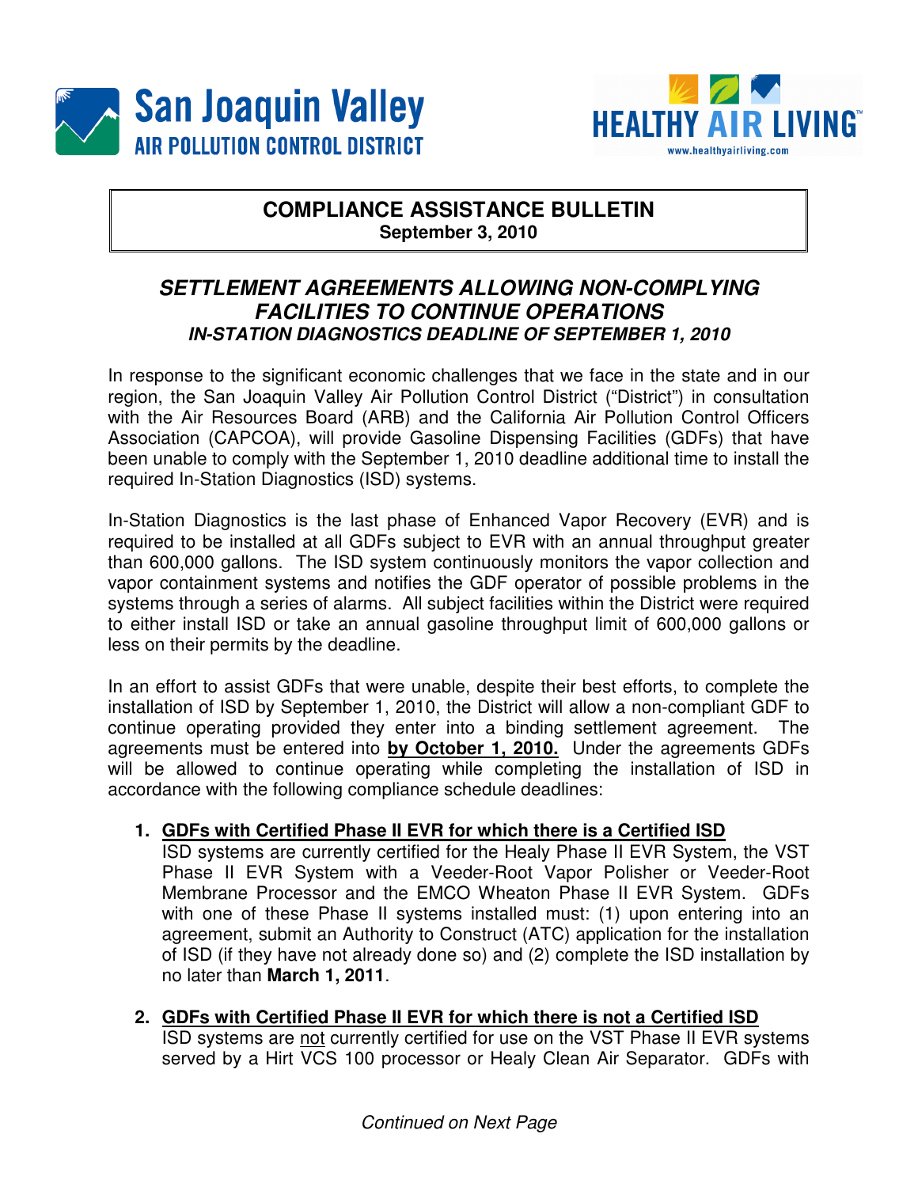San Joaquin Valley
AIR POLLUTION CONTROL DISTRICT

HEALTHY AIR LIVING™
www.healthyairliving.com

**COMPLIANCE ASSISTANCE BULLETIN**
**September 3, 2010**

## *SETTLEMENT AGREEMENTS ALLOWING NON-COMPLYING FACILITIES TO CONTINUE OPERATIONS*
### *IN-STATION DIAGNOSTICS DEADLINE OF SEPTEMBER 1, 2010*

In response to the significant economic challenges that we face in the state and in our region, the San Joaquin Valley Air Pollution Control District ("District") in consultation with the Air Resources Board (ARB) and the California Air Pollution Control Officers Association (CAPCOA), will provide Gasoline Dispensing Facilities (GDFs) that have been unable to comply with the September 1, 2010 deadline additional time to install the required In-Station Diagnostics (ISD) systems.

In-Station Diagnostics is the last phase of Enhanced Vapor Recovery (EVR) and is required to be installed at all GDFs subject to EVR with an annual throughput greater than 600,000 gallons. The ISD system continuously monitors the vapor collection and vapor containment systems and notifies the GDF operator of possible problems in the systems through a series of alarms. All subject facilities within the District were required to either install ISD or take an annual gasoline throughput limit of 600,000 gallons or less on their permits by the deadline.

In an effort to assist GDFs that were unable, despite their best efforts, to complete the installation of ISD by September 1, 2010, the District will allow a non-compliant GDF to continue operating provided they enter into a binding settlement agreement. The agreements must be entered into **by October 1, 2010.** Under the agreements GDFs will be allowed to continue operating while completing the installation of ISD in accordance with the following compliance schedule deadlines:

1. **GDFs with Certified Phase II EVR for which there is a Certified ISD**
   ISD systems are currently certified for the Healy Phase II EVR System, the VST Phase II EVR System with a Veeder-Root Vapor Polisher or Veeder-Root Membrane Processor and the EMCO Wheaton Phase II EVR System. GDFs with one of these Phase II systems installed must: (1) upon entering into an agreement, submit an Authority to Construct (ATC) application for the installation of ISD (if they have not already done so) and (2) complete the ISD installation by no later than **March 1, 2011**.

2. **GDFs with Certified Phase II EVR for which there is not a Certified ISD**
   ISD systems are not currently certified for use on the VST Phase II EVR systems served by a Hirt VCS 100 processor or Healy Clean Air Separator. GDFs with

*Continued on Next Page*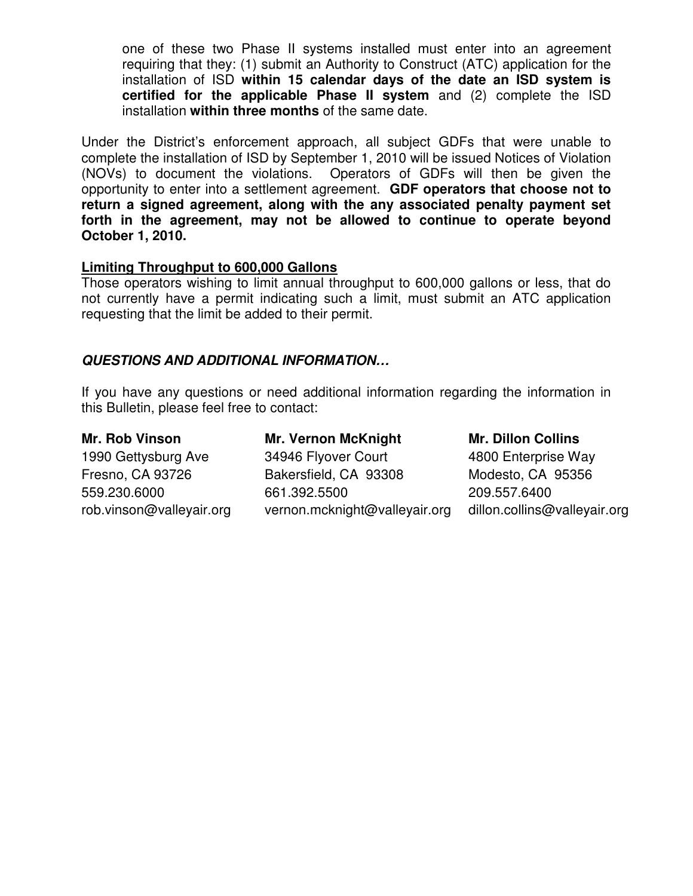one of these two Phase II systems installed must enter into an agreement requiring that they: (1) submit an Authority to Construct (ATC) application for the installation of ISD **within 15 calendar days of the date an ISD system is certified for the applicable Phase II system** and (2) complete the ISD installation **within three months** of the same date.

Under the District's enforcement approach, all subject GDFs that were unable to complete the installation of ISD by September 1, 2010 will be issued Notices of Violation (NOVs) to document the violations. Operators of GDFs will then be given the opportunity to enter into a settlement agreement. **GDF operators that choose not to return a signed agreement, along with the any associated penalty payment set forth in the agreement, may not be allowed to continue to operate beyond October 1, 2010.**

**Limiting Throughput to 600,000 Gallons**

Those operators wishing to limit annual throughput to 600,000 gallons or less, that do not currently have a permit indicating such a limit, must submit an ATC application requesting that the limit be added to their permit.

***QUESTIONS AND ADDITIONAL INFORMATION…***

If you have any questions or need additional information regarding the information in this Bulletin, please feel free to contact:

**Mr. Rob Vinson**
1990 Gettysburg Ave
Fresno, CA 93726
559.230.6000
rob.vinson@valleyair.org

**Mr. Vernon McKnight**
34946 Flyover Court
Bakersfield, CA 93308
661.392.5500
vernon.mcknight@valleyair.org

**Mr. Dillon Collins**
4800 Enterprise Way
Modesto, CA 95356
209.557.6400
dillon.collins@valleyair.org